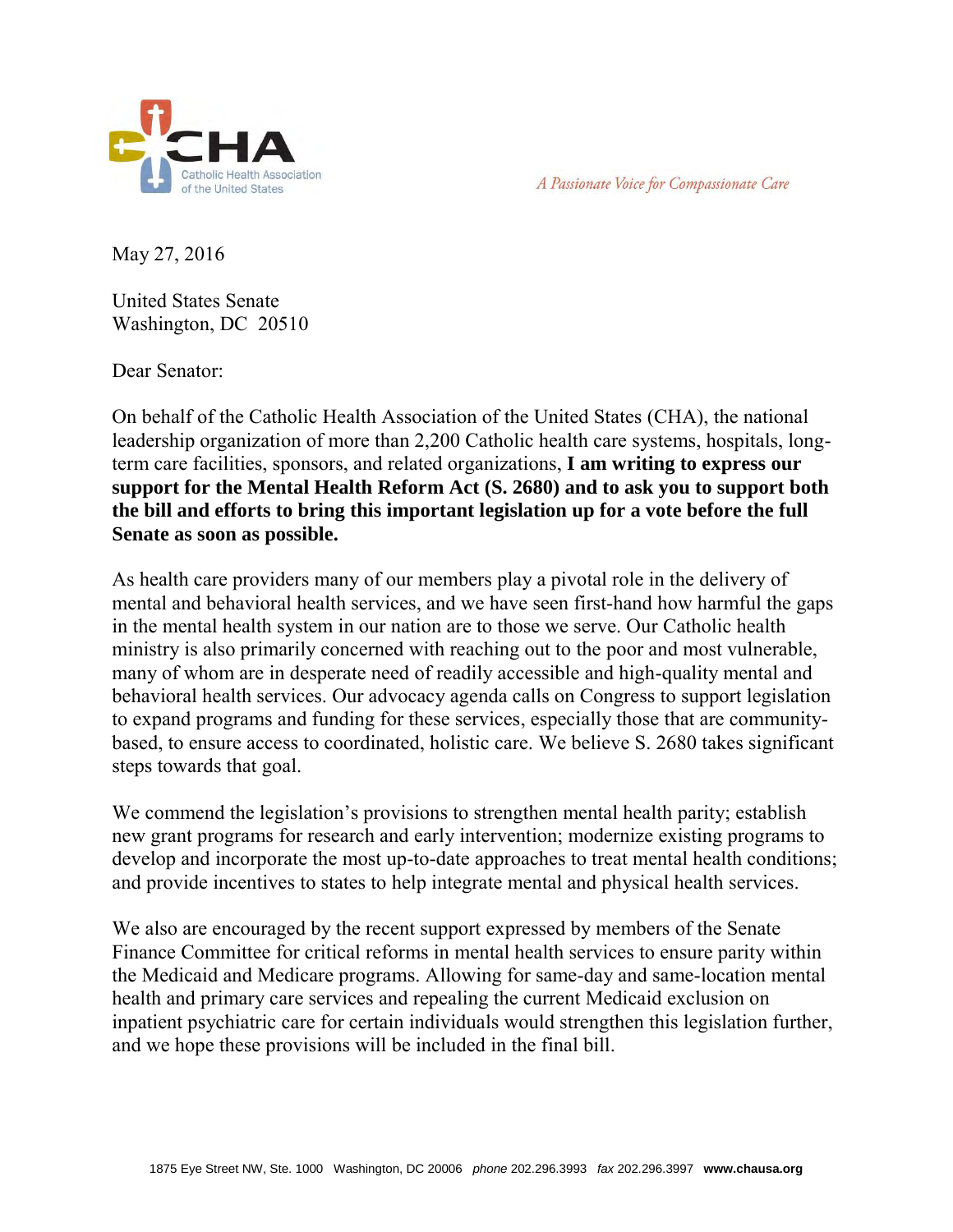Catholic Health Association of the United States

*A Passionate Voice for Compassionate Care*

May 27, 2016

United States Senate
Washington, DC 20510

Dear Senator:

On behalf of the Catholic Health Association of the United States (CHA), the national leadership organization of more than 2,200 Catholic health care systems, hospitals, long-term care facilities, sponsors, and related organizations, **I am writing to express our support for the Mental Health Reform Act (S. 2680) and to ask you to support both the bill and efforts to bring this important legislation up for a vote before the full Senate as soon as possible.**

As health care providers many of our members play a pivotal role in the delivery of mental and behavioral health services, and we have seen first-hand how harmful the gaps in the mental health system in our nation are to those we serve. Our Catholic health ministry is also primarily concerned with reaching out to the poor and most vulnerable, many of whom are in desperate need of readily accessible and high-quality mental and behavioral health services. Our advocacy agenda calls on Congress to support legislation to expand programs and funding for these services, especially those that are community-based, to ensure access to coordinated, holistic care. We believe S. 2680 takes significant steps towards that goal.

We commend the legislation's provisions to strengthen mental health parity; establish new grant programs for research and early intervention; modernize existing programs to develop and incorporate the most up-to-date approaches to treat mental health conditions; and provide incentives to states to help integrate mental and physical health services.

We also are encouraged by the recent support expressed by members of the Senate Finance Committee for critical reforms in mental health services to ensure parity within the Medicaid and Medicare programs. Allowing for same-day and same-location mental health and primary care services and repealing the current Medicaid exclusion on inpatient psychiatric care for certain individuals would strengthen this legislation further, and we hope these provisions will be included in the final bill.

1875 Eye Street NW, Ste. 1000 Washington, DC 20006 *phone* 202.296.3993 *fax* 202.296.3997 **www.chausa.org**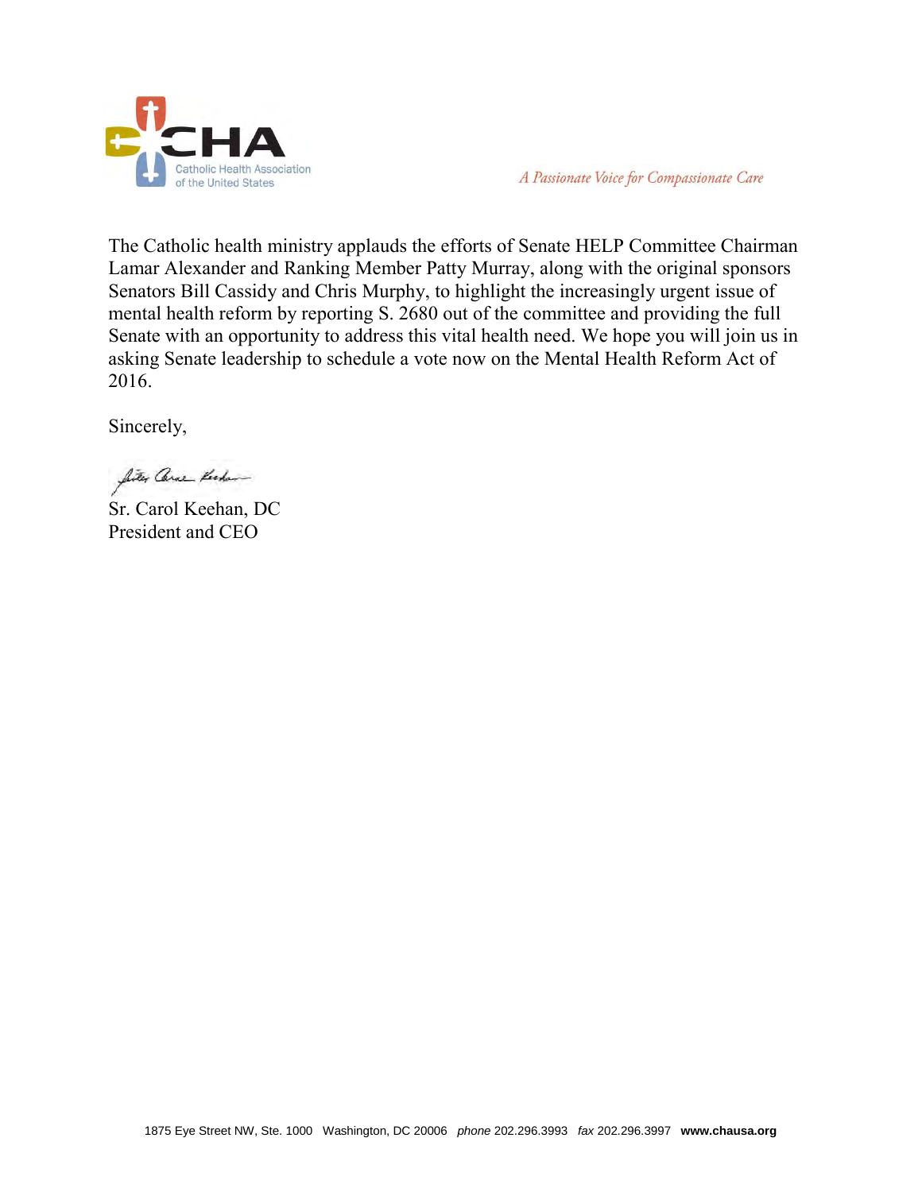The Catholic health ministry applauds the efforts of Senate HELP Committee Chairman Lamar Alexander and Ranking Member Patty Murray, along with the original sponsors Senators Bill Cassidy and Chris Murphy, to highlight the increasingly urgent issue of mental health reform by reporting S. 2680 out of the committee and providing the full Senate with an opportunity to address this vital health need. We hope you will join us in asking Senate leadership to schedule a vote now on the Mental Health Reform Act of 2016.

Sincerely,

Sr. Carol Keehan, DC
President and CEO